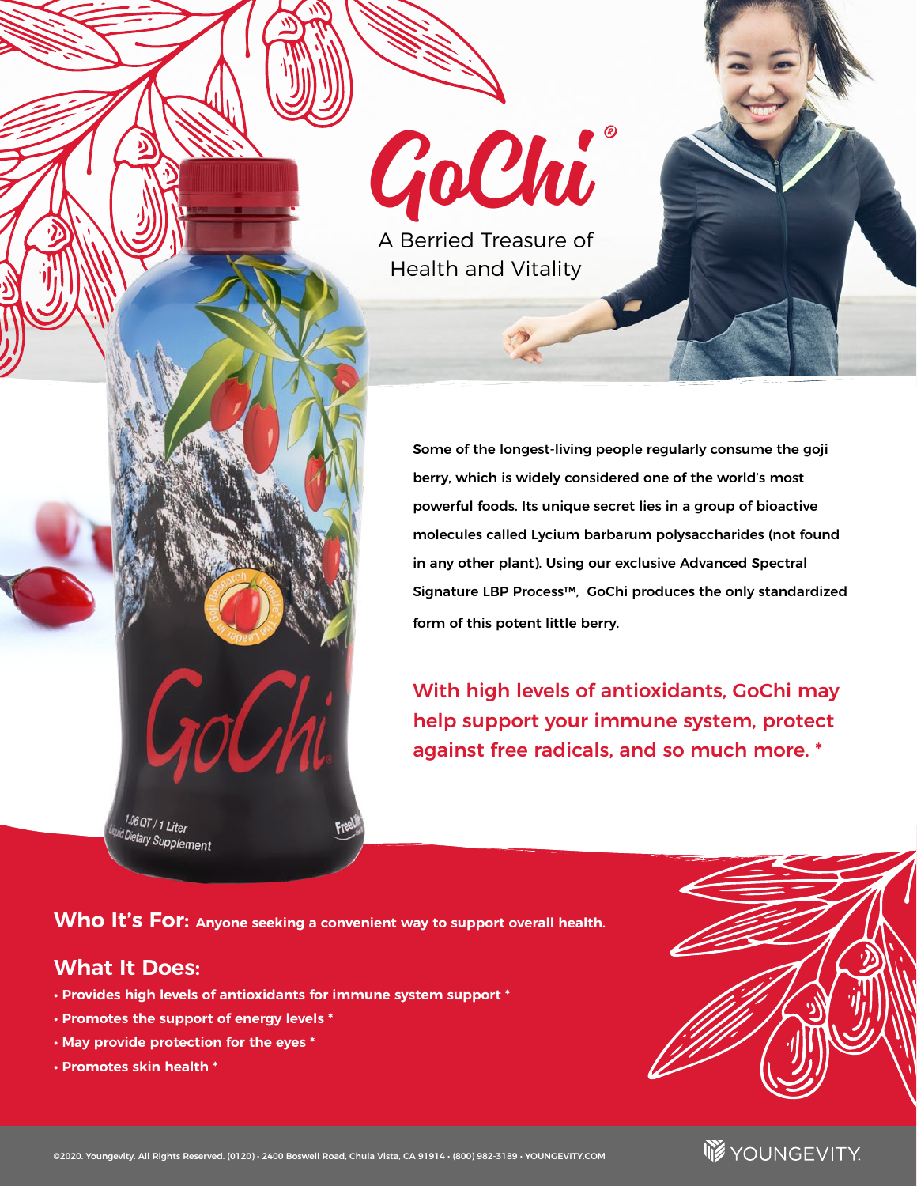# GoChi®

A Berried Treasure of Health and Vitality

Some of the longest-living people regularly consume the goji berry, which is widely considered one of the world's most powerful foods. Its unique secret lies in a group of bioactive molecules called Lycium barbarum polysaccharides (not found in any other plant). Using our exclusive Advanced Spectral Signature LBP Process™, GoChi produces the only standardized form of this potent little berry.

With high levels of antioxidants, GoChi may help support your immune system, protect against free radicals, and so much more. *

**Who It's For:** Anyone seeking a convenient way to support overall health.

## What It Does:

- Provides high levels of antioxidants for immune system support *
- Promotes the support of energy levels *
- May provide protection for the eyes *
- Promotes skin health *

©2020. Youngevity. All Rights Reserved. (0120) • 2400 Boswell Road, Chula Vista, CA 91914 • (800) 982-3189 • YOUNGEVITY.COM

YOUNGEVITY.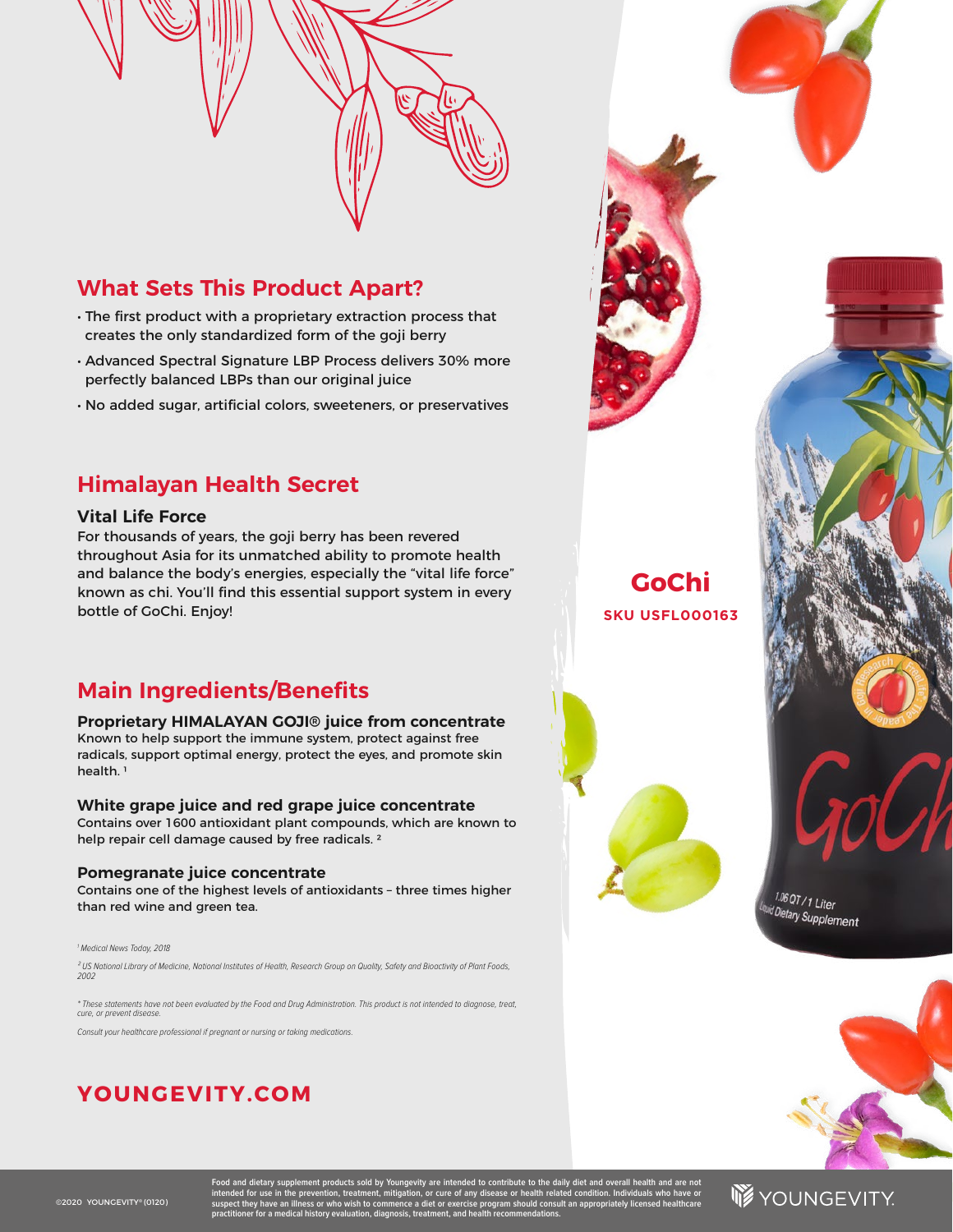## What Sets This Product Apart?

- The first product with a proprietary extraction process that creates the only standardized form of the goji berry
- Advanced Spectral Signature LBP Process delivers 30% more perfectly balanced LBPs than our original juice
- No added sugar, artificial colors, sweeteners, or preservatives

## Himalayan Health Secret

### Vital Life Force

For thousands of years, the goji berry has been revered throughout Asia for its unmatched ability to promote health and balance the body's energies, especially the "vital life force" known as chi. You'll find this essential support system in every bottle of GoChi. Enjoy!

## Main Ingredients/Benefits

**Proprietary HIMALAYAN GOJI® juice from concentrate**
Known to help support the immune system, protect against free radicals, support optimal energy, protect the eyes, and promote skin health. [1]

**White grape juice and red grape juice concentrate**
Contains over 1600 antioxidant plant compounds, which are known to help repair cell damage caused by free radicals. [2]

**Pomegranate juice concentrate**
Contains one of the highest levels of antioxidants – three times higher than red wine and green tea.

*[1] Medical News Today, 2018*

*[2] US National Library of Medicine, National Institutes of Health, Research Group on Quality, Safety and Bioactivity of Plant Foods, 2002*

*\* These statements have not been evaluated by the Food and Drug Administration. This product is not intended to diagnose, treat, cure, or prevent disease.*

*Consult your healthcare professional if pregnant or nursing or taking medications.*

## YOUNGEVITY.COM

## GoChi

**SKU USFL000163**

©2020 YOUNGEVITY® (0120)

Food and dietary supplement products sold by Youngevity are intended to contribute to the daily diet and overall health and are not intended for use in the prevention, treatment, mitigation, or cure of any disease or health related condition. Individuals who have or suspect they have an illness or who wish to commence a diet or exercise program should consult an appropriately licensed healthcare practitioner for a medical history evaluation, diagnosis, treatment, and health recommendations.

YOUNGEVITY.